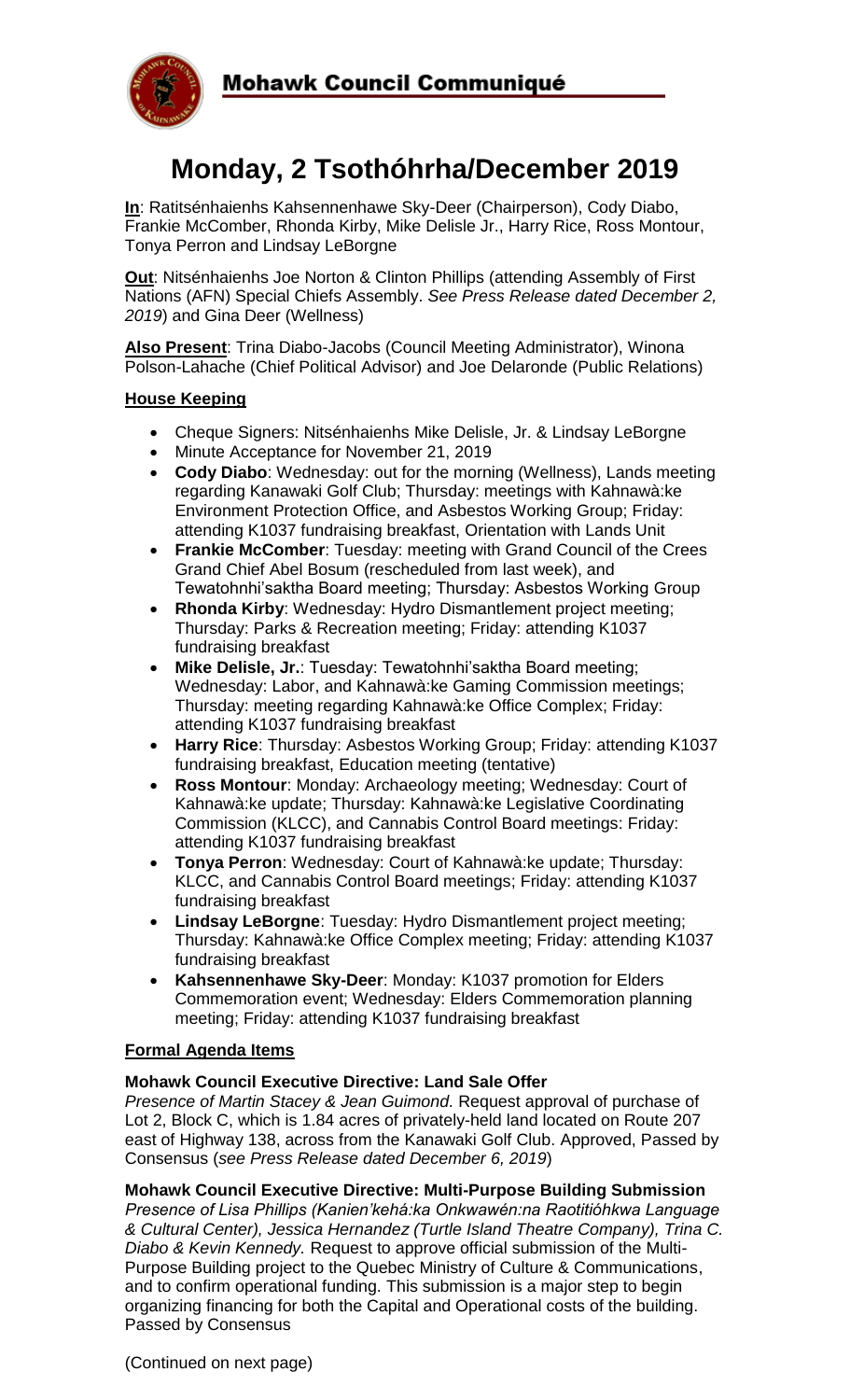# Mohawk Council Communiqué

# Monday, 2 Tsothóhrha/December 2019

**In**: Ratitsénhaienhs Kahsennenhawe Sky-Deer (Chairperson), Cody Diabo, Frankie McComber, Rhonda Kirby, Mike Delisle Jr., Harry Rice, Ross Montour, Tonya Perron and Lindsay LeBorgne

**Out**: Nitsénhaienhs Joe Norton & Clinton Phillips (attending Assembly of First Nations (AFN) Special Chiefs Assembly. *See Press Release dated December 2, 2019*) and Gina Deer (Wellness)

**Also Present**: Trina Diabo-Jacobs (Council Meeting Administrator), Winona Polson-Lahache (Chief Political Advisor) and Joe Delaronde (Public Relations)

**House Keeping**

- Cheque Signers: Nitsénhaienhs Mike Delisle, Jr. & Lindsay LeBorgne
- Minute Acceptance for November 21, 2019
- **Cody Diabo**: Wednesday: out for the morning (Wellness), Lands meeting regarding Kanawaki Golf Club; Thursday: meetings with Kahnawà:ke Environment Protection Office, and Asbestos Working Group; Friday: attending K1037 fundraising breakfast, Orientation with Lands Unit
- **Frankie McComber**: Tuesday: meeting with Grand Council of the Crees Grand Chief Abel Bosum (rescheduled from last week), and Tewatohnhi'saktha Board meeting; Thursday: Asbestos Working Group
- **Rhonda Kirby**: Wednesday: Hydro Dismantlement project meeting; Thursday: Parks & Recreation meeting; Friday: attending K1037 fundraising breakfast
- **Mike Delisle, Jr.**: Tuesday: Tewatohnhi'saktha Board meeting; Wednesday: Labor, and Kahnawà:ke Gaming Commission meetings; Thursday: meeting regarding Kahnawà:ke Office Complex; Friday: attending K1037 fundraising breakfast
- **Harry Rice**: Thursday: Asbestos Working Group; Friday: attending K1037 fundraising breakfast, Education meeting (tentative)
- **Ross Montour**: Monday: Archaeology meeting; Wednesday: Court of Kahnawà:ke update; Thursday: Kahnawà:ke Legislative Coordinating Commission (KLCC), and Cannabis Control Board meetings: Friday: attending K1037 fundraising breakfast
- **Tonya Perron**: Wednesday: Court of Kahnawà:ke update; Thursday: KLCC, and Cannabis Control Board meetings; Friday: attending K1037 fundraising breakfast
- **Lindsay LeBorgne**: Tuesday: Hydro Dismantlement project meeting; Thursday: Kahnawà:ke Office Complex meeting; Friday: attending K1037 fundraising breakfast
- **Kahsennenhawe Sky-Deer**: Monday: K1037 promotion for Elders Commemoration event; Wednesday: Elders Commemoration planning meeting; Friday: attending K1037 fundraising breakfast

**Formal Agenda Items**

**Mohawk Council Executive Directive: Land Sale Offer**

*Presence of Martin Stacey & Jean Guimond.* Request approval of purchase of Lot 2, Block C, which is 1.84 acres of privately-held land located on Route 207 east of Highway 138, across from the Kanawaki Golf Club. Approved, Passed by Consensus (*see Press Release dated December 6, 2019*)

**Mohawk Council Executive Directive: Multi-Purpose Building Submission**

*Presence of Lisa Phillips (Kanien'kehá:ka Onkwawén:na Raotitióhkwa Language & Cultural Center), Jessica Hernandez (Turtle Island Theatre Company), Trina C. Diabo & Kevin Kennedy.* Request to approve official submission of the Multi-Purpose Building project to the Quebec Ministry of Culture & Communications, and to confirm operational funding. This submission is a major step to begin organizing financing for both the Capital and Operational costs of the building. Passed by Consensus

(Continued on next page)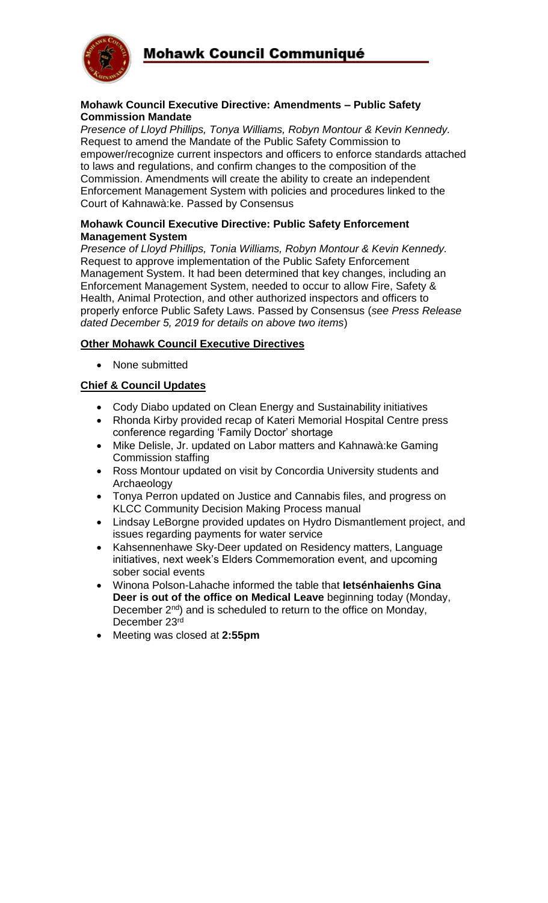**Mohawk Council Executive Directive: Amendments – Public Safety Commission Mandate**

*Presence of Lloyd Phillips, Tonya Williams, Robyn Montour & Kevin Kennedy.* Request to amend the Mandate of the Public Safety Commission to empower/recognize current inspectors and officers to enforce standards attached to laws and regulations, and confirm changes to the composition of the Commission. Amendments will create the ability to create an independent Enforcement Management System with policies and procedures linked to the Court of Kahnawà:ke. Passed by Consensus

**Mohawk Council Executive Directive: Public Safety Enforcement Management System**

*Presence of Lloyd Phillips, Tonia Williams, Robyn Montour & Kevin Kennedy.* Request to approve implementation of the Public Safety Enforcement Management System. It had been determined that key changes, including an Enforcement Management System, needed to occur to allow Fire, Safety & Health, Animal Protection, and other authorized inspectors and officers to properly enforce Public Safety Laws. Passed by Consensus (*see Press Release dated December 5, 2019 for details on above two items*)

**Other Mohawk Council Executive Directives**

- None submitted

**Chief & Council Updates**

- Cody Diabo updated on Clean Energy and Sustainability initiatives
- Rhonda Kirby provided recap of Kateri Memorial Hospital Centre press conference regarding 'Family Doctor' shortage
- Mike Delisle, Jr. updated on Labor matters and Kahnawà:ke Gaming Commission staffing
- Ross Montour updated on visit by Concordia University students and Archaeology
- Tonya Perron updated on Justice and Cannabis files, and progress on KLCC Community Decision Making Process manual
- Lindsay LeBorgne provided updates on Hydro Dismantlement project, and issues regarding payments for water service
- Kahsennenhawe Sky-Deer updated on Residency matters, Language initiatives, next week's Elders Commemoration event, and upcoming sober social events
- Winona Polson-Lahache informed the table that **Ietsénhaienhs Gina Deer is out of the office on Medical Leave** beginning today (Monday, December 2nd) and is scheduled to return to the office on Monday, December 23rd
- Meeting was closed at **2:55pm**